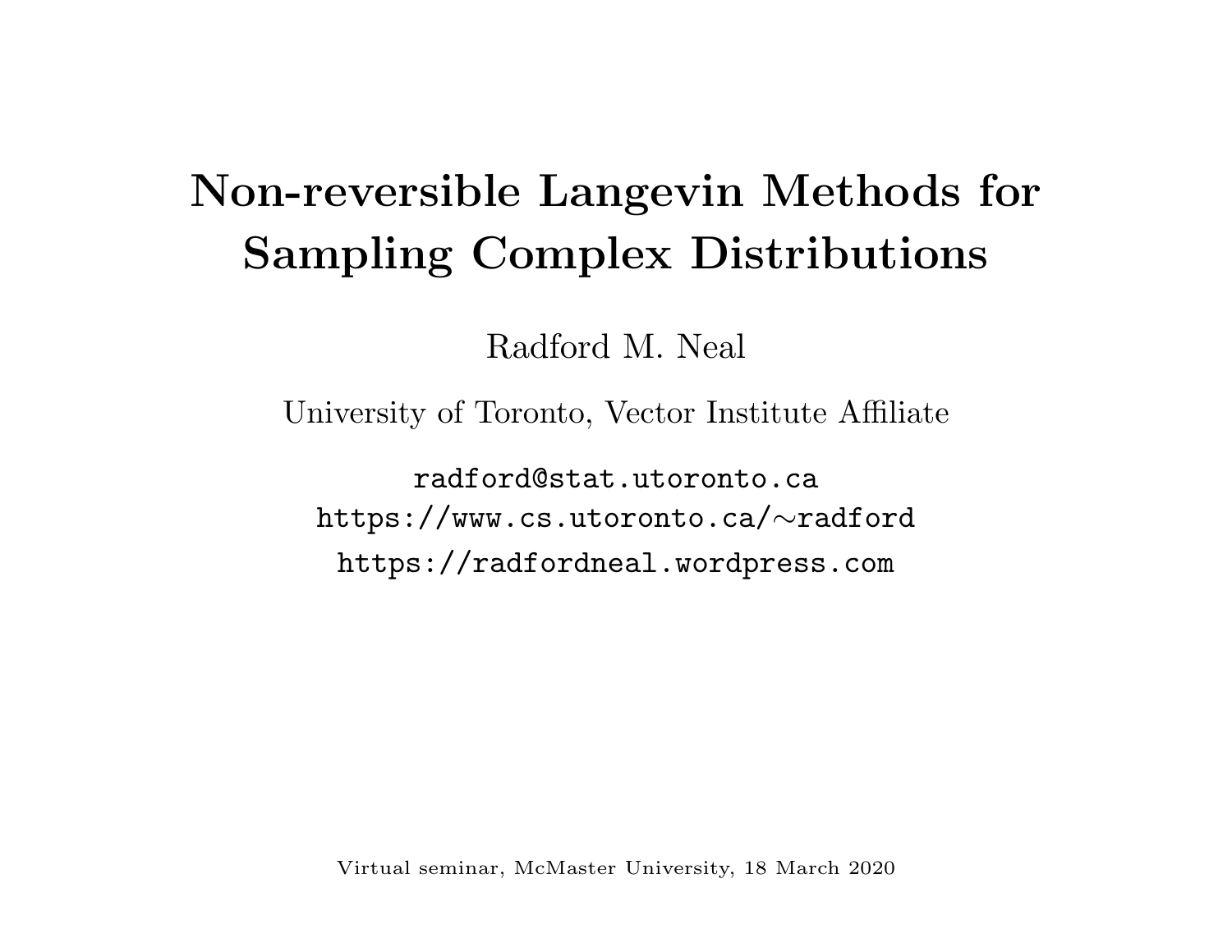# Non-reversible Langevin Methods for Sampling Complex Distributions

Radford M. Neal

University of Toronto, Vector Institute Affiliate

radford@stat.utoronto.ca

https://www.cs.utoronto.ca/∼radford

https://radfordneal.wordpress.com

Virtual seminar, McMaster University, 18 March 2020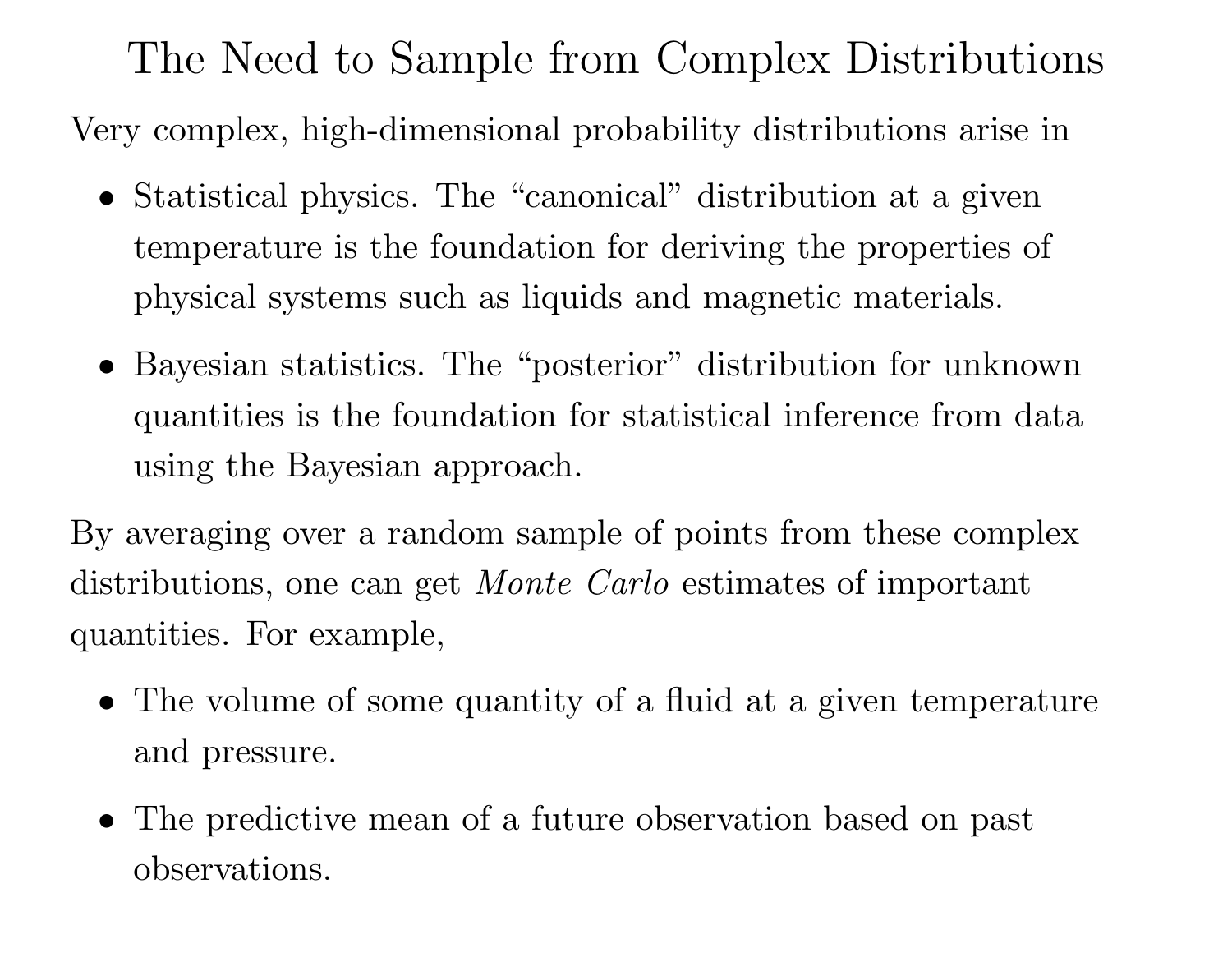# The Need to Sample from Complex Distributions

Very complex, high-dimensional probability distributions arise in

- Statistical physics. The “canonical” distribution at a given temperature is the foundation for deriving the properties of physical systems such as liquids and magnetic materials.
- Bayesian statistics. The “posterior” distribution for unknown quantities is the foundation for statistical inference from data using the Bayesian approach.

By averaging over a random sample of points from these complex distributions, one can get *Monte Carlo* estimates of important quantities. For example,

- The volume of some quantity of a fluid at a given temperature and pressure.
- The predictive mean of a future observation based on past observations.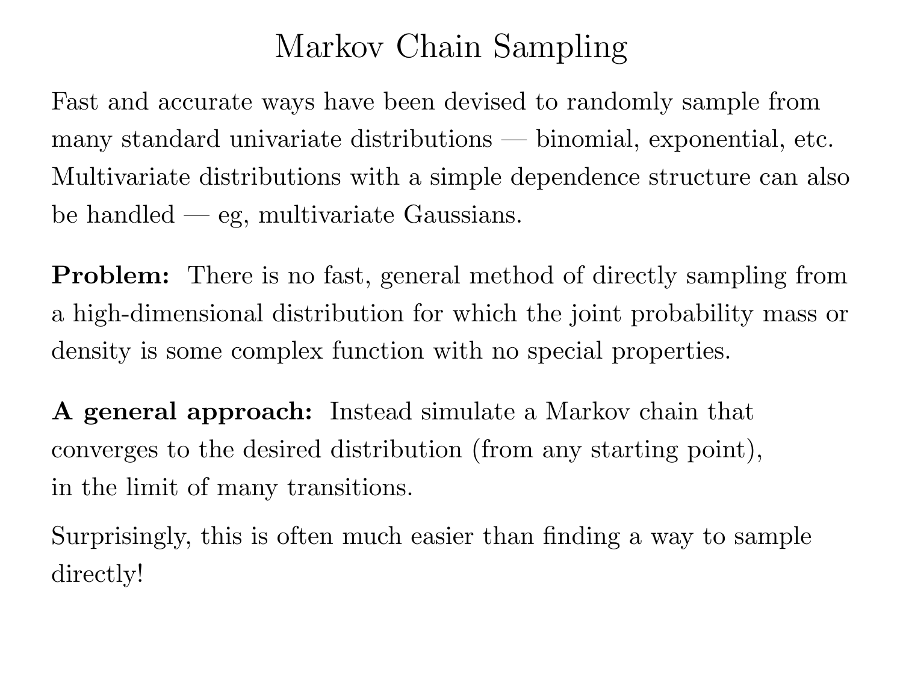# Markov Chain Sampling

Fast and accurate ways have been devised to randomly sample from many standard univariate distributions — binomial, exponential, etc. Multivariate distributions with a simple dependence structure can also be handled — eg, multivariate Gaussians.

**Problem:** There is no fast, general method of directly sampling from a high-dimensional distribution for which the joint probability mass or density is some complex function with no special properties.

**A general approach:** Instead simulate a Markov chain that converges to the desired distribution (from any starting point), in the limit of many transitions.

Surprisingly, this is often much easier than finding a way to sample directly!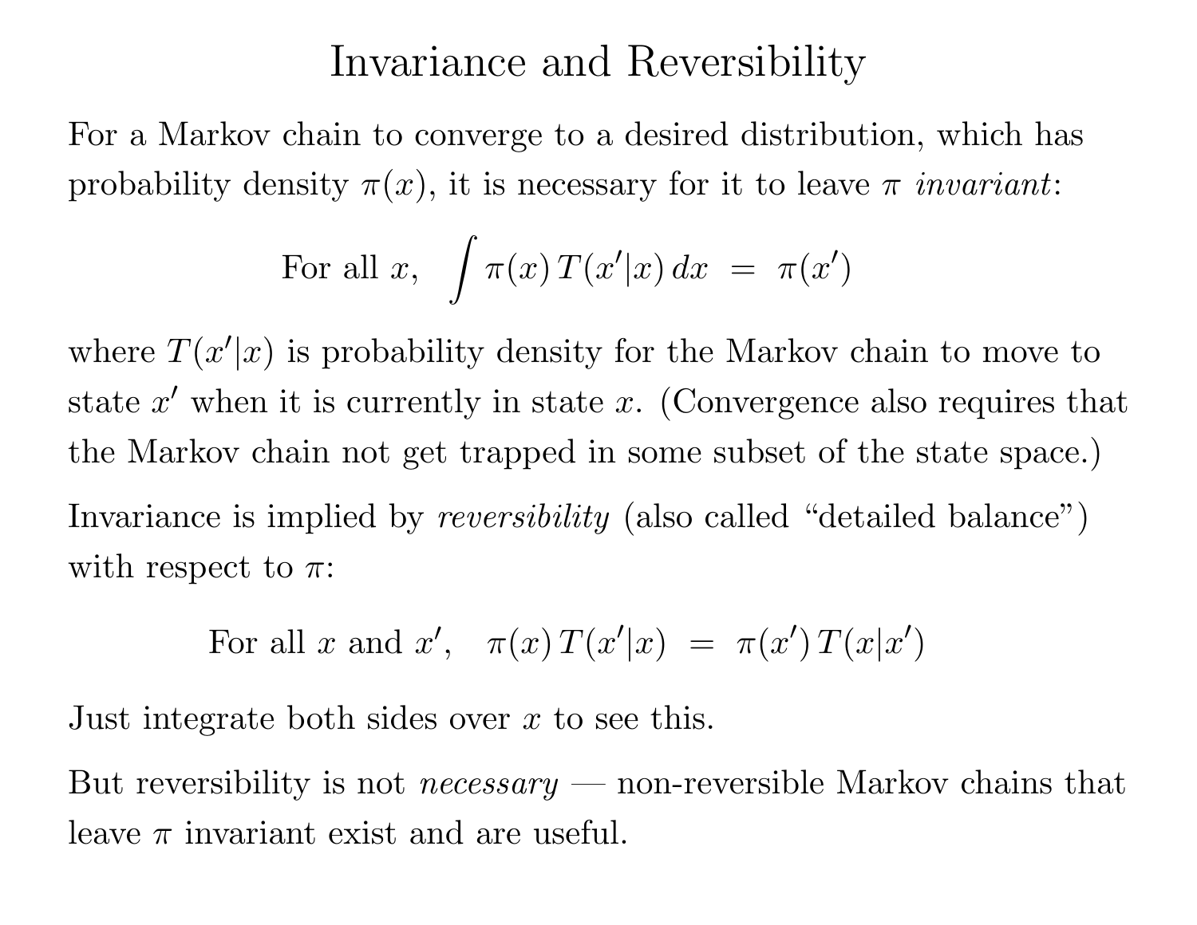# Invariance and Reversibility

For a Markov chain to converge to a desired distribution, which has probability density $\pi(x)$, it is necessary for it to leave $\pi$ *invariant*:

$$\text{For all } x, \quad \int \pi(x)\, T(x'|x)\, dx \;=\; \pi(x')$$

where $T(x'|x)$ is probability density for the Markov chain to move to state $x'$ when it is currently in state $x$. (Convergence also requires that the Markov chain not get trapped in some subset of the state space.)

Invariance is implied by *reversibility* (also called "detailed balance") with respect to $\pi$:

$$\text{For all } x \text{ and } x', \quad \pi(x)\, T(x'|x) \;=\; \pi(x')\, T(x|x')$$

Just integrate both sides over $x$ to see this.

But reversibility is not *necessary* — non-reversible Markov chains that leave $\pi$ invariant exist and are useful.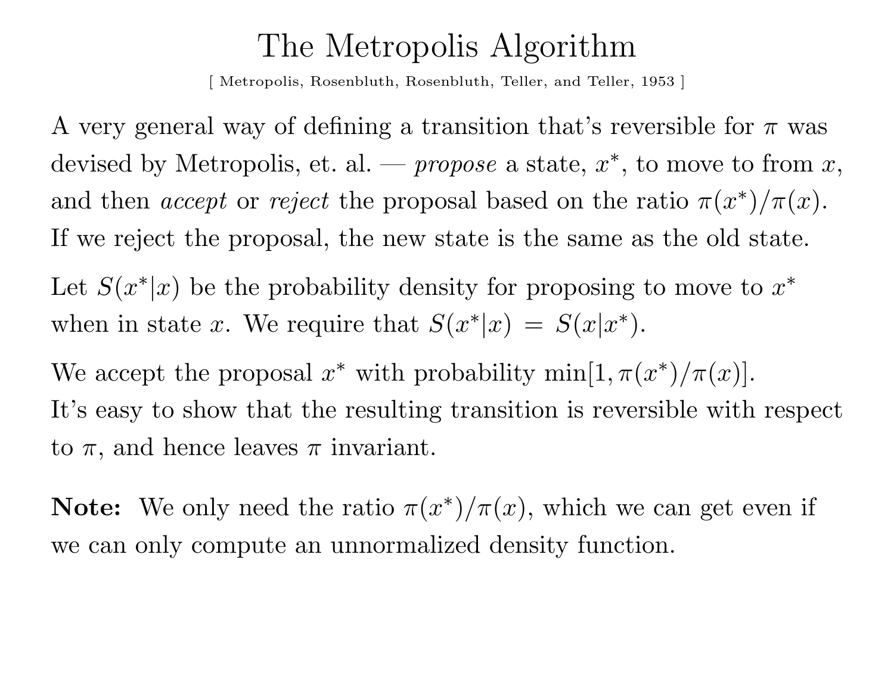# The Metropolis Algorithm

[ Metropolis, Rosenbluth, Rosenbluth, Teller, and Teller, 1953 ]

A very general way of defining a transition that's reversible for $\pi$ was devised by Metropolis, et. al. — *propose* a state, $x^*$, to move to from $x$, and then *accept* or *reject* the proposal based on the ratio $\pi(x^*)/\pi(x)$. If we reject the proposal, the new state is the same as the old state.

Let $S(x^*|x)$ be the probability density for proposing to move to $x^*$ when in state $x$. We require that $S(x^*|x) = S(x|x^*)$.

We accept the proposal $x^*$ with probability $\min[1, \pi(x^*)/\pi(x)]$. It's easy to show that the resulting transition is reversible with respect to $\pi$, and hence leaves $\pi$ invariant.

**Note:** We only need the ratio $\pi(x^*)/\pi(x)$, which we can get even if we can only compute an unnormalized density function.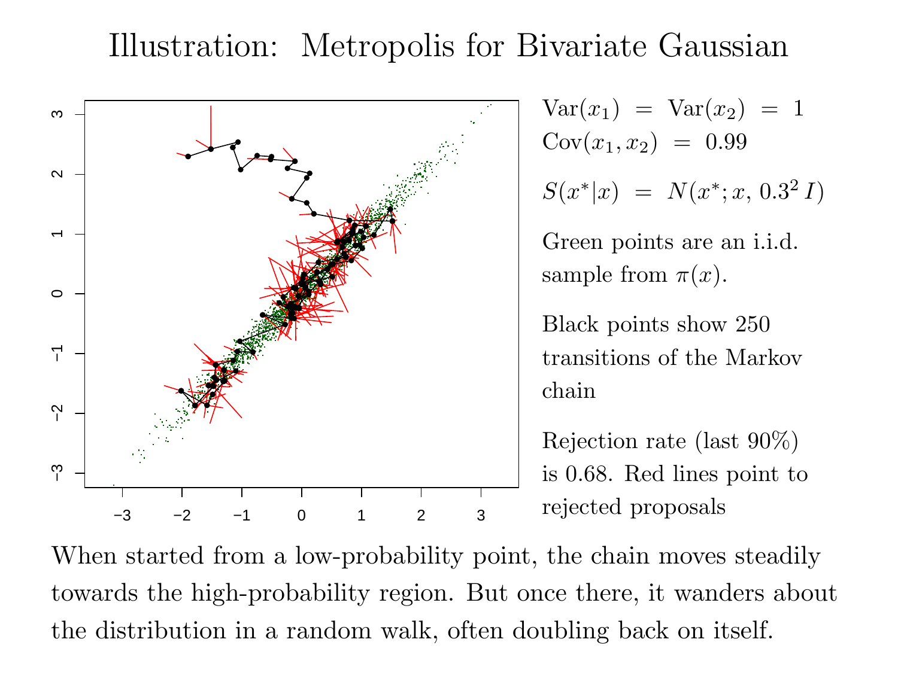# Illustration: Metropolis for Bivariate Gaussian

$\text{Var}(x_1) = \text{Var}(x_2) = 1$
$\text{Cov}(x_1, x_2) = 0.99$

$S(x^*|x) = N(x^*; x, 0.3^2 I)$

Green points are an i.i.d. sample from $\pi(x)$.

Black points show 250 transitions of the Markov chain

Rejection rate (last 90%) is 0.68. Red lines point to rejected proposals

When started from a low-probability point, the chain moves steadily towards the high-probability region. But once there, it wanders about the distribution in a random walk, often doubling back on itself.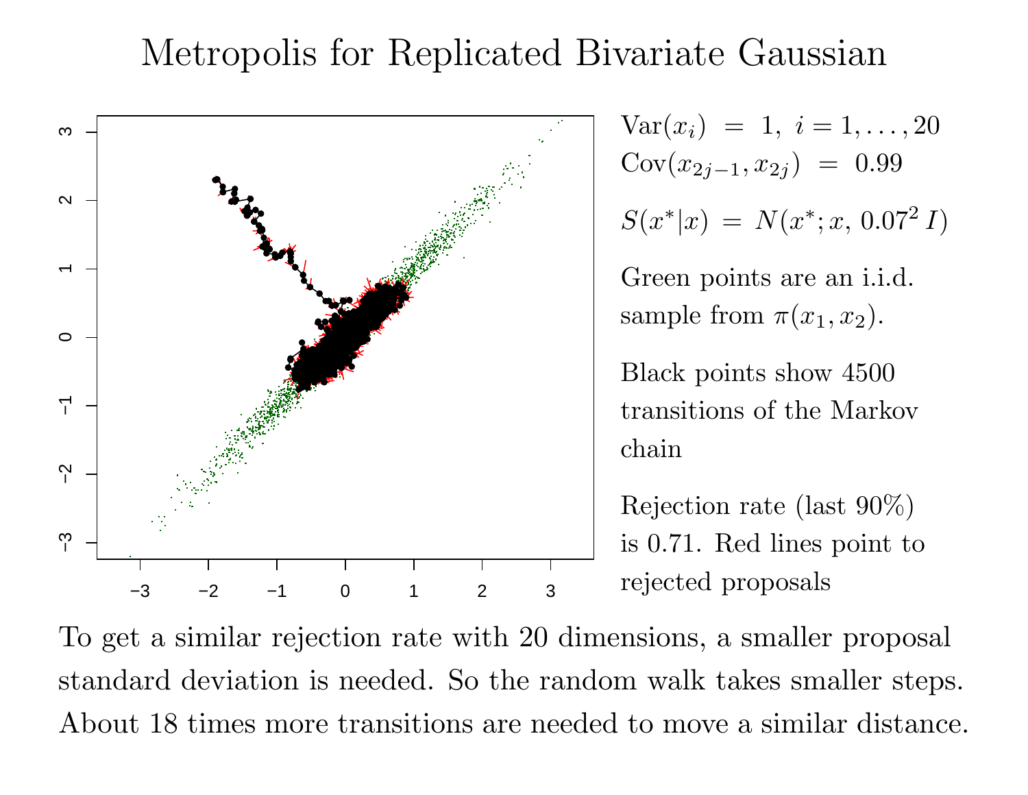# Metropolis for Replicated Bivariate Gaussian

$\text{Var}(x_i) \;=\; 1,\; i = 1, \ldots, 20$
$\text{Cov}(x_{2j-1}, x_{2j}) \;=\; 0.99$

$S(x^*|x) \;=\; N(x^*; x,\, 0.07^2\, I)$

Green points are an i.i.d. sample from $\pi(x_1, x_2)$.

Black points show 4500 transitions of the Markov chain

Rejection rate (last 90%) is 0.71. Red lines point to rejected proposals

To get a similar rejection rate with 20 dimensions, a smaller proposal standard deviation is needed. So the random walk takes smaller steps. About 18 times more transitions are needed to move a similar distance.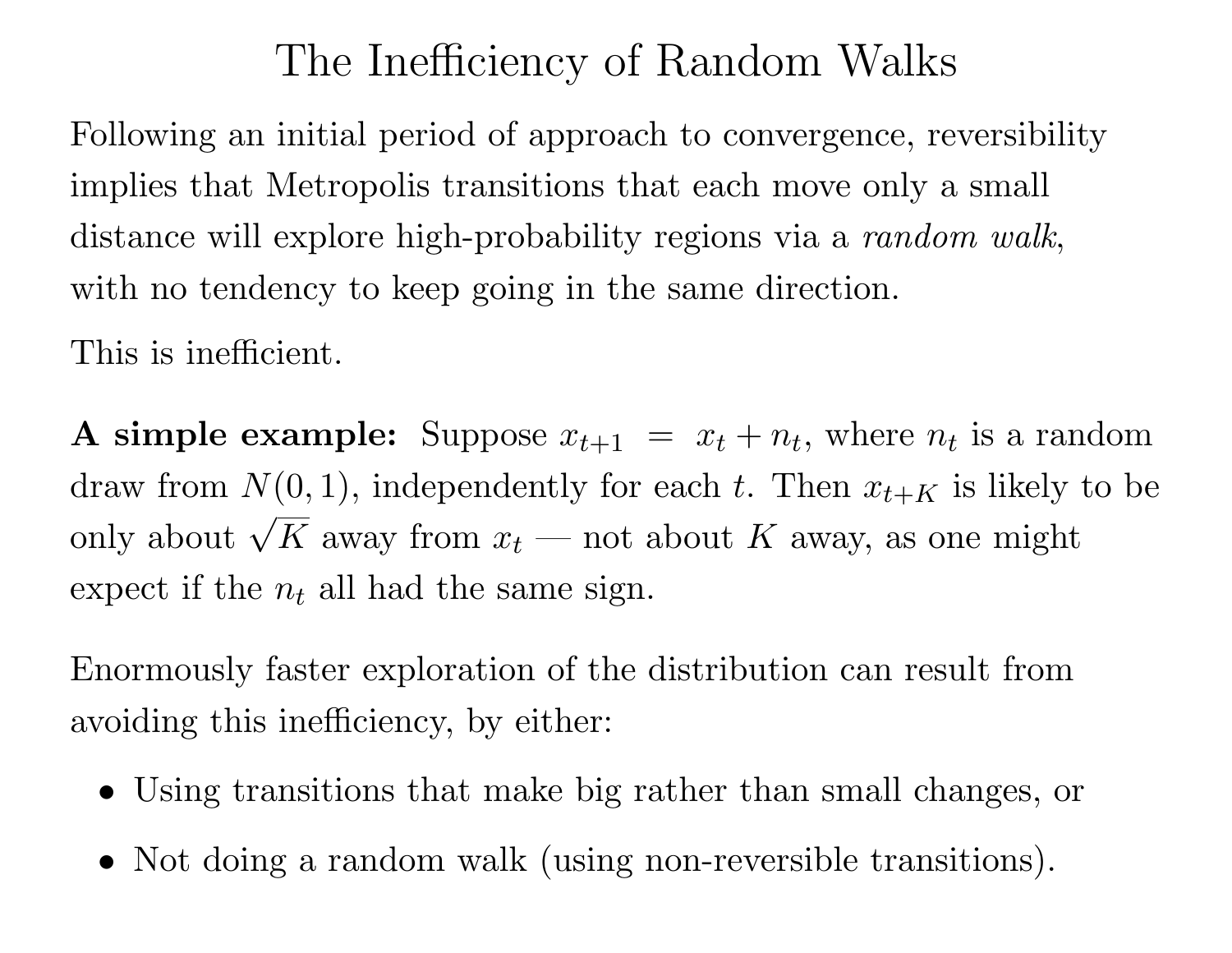# The Inefficiency of Random Walks

Following an initial period of approach to convergence, reversibility implies that Metropolis transitions that each move only a small distance will explore high-probability regions via a *random walk*, with no tendency to keep going in the same direction.

This is inefficient.

**A simple example:** Suppose $x_{t+1} = x_t + n_t$, where $n_t$ is a random draw from $N(0, 1)$, independently for each $t$. Then $x_{t+K}$ is likely to be only about $\sqrt{K}$ away from $x_t$ — not about $K$ away, as one might expect if the $n_t$ all had the same sign.

Enormously faster exploration of the distribution can result from avoiding this inefficiency, by either:

- Using transitions that make big rather than small changes, or
- Not doing a random walk (using non-reversible transitions).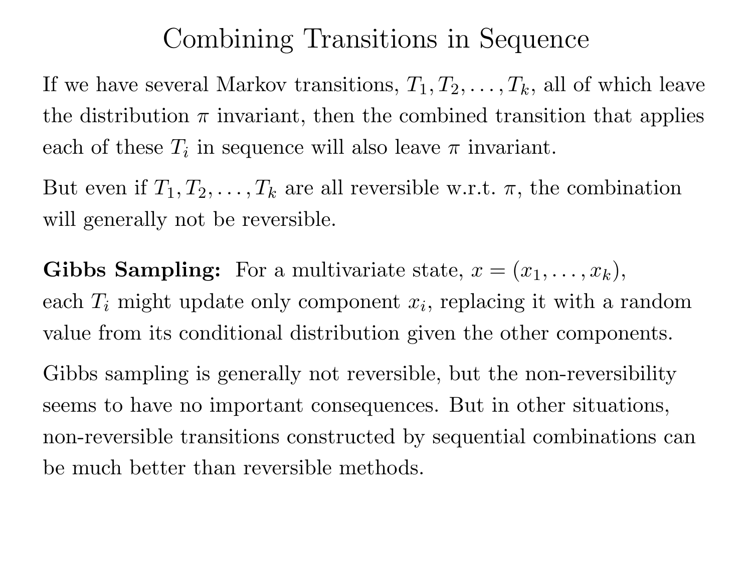# Combining Transitions in Sequence

If we have several Markov transitions, $T_1, T_2, \ldots, T_k$, all of which leave the distribution $\pi$ invariant, then the combined transition that applies each of these $T_i$ in sequence will also leave $\pi$ invariant.

But even if $T_1, T_2, \ldots, T_k$ are all reversible w.r.t. $\pi$, the combination will generally not be reversible.

**Gibbs Sampling:** For a multivariate state, $x = (x_1, \ldots, x_k)$, each $T_i$ might update only component $x_i$, replacing it with a random value from its conditional distribution given the other components.

Gibbs sampling is generally not reversible, but the non-reversibility seems to have no important consequences. But in other situations, non-reversible transitions constructed by sequential combinations can be much better than reversible methods.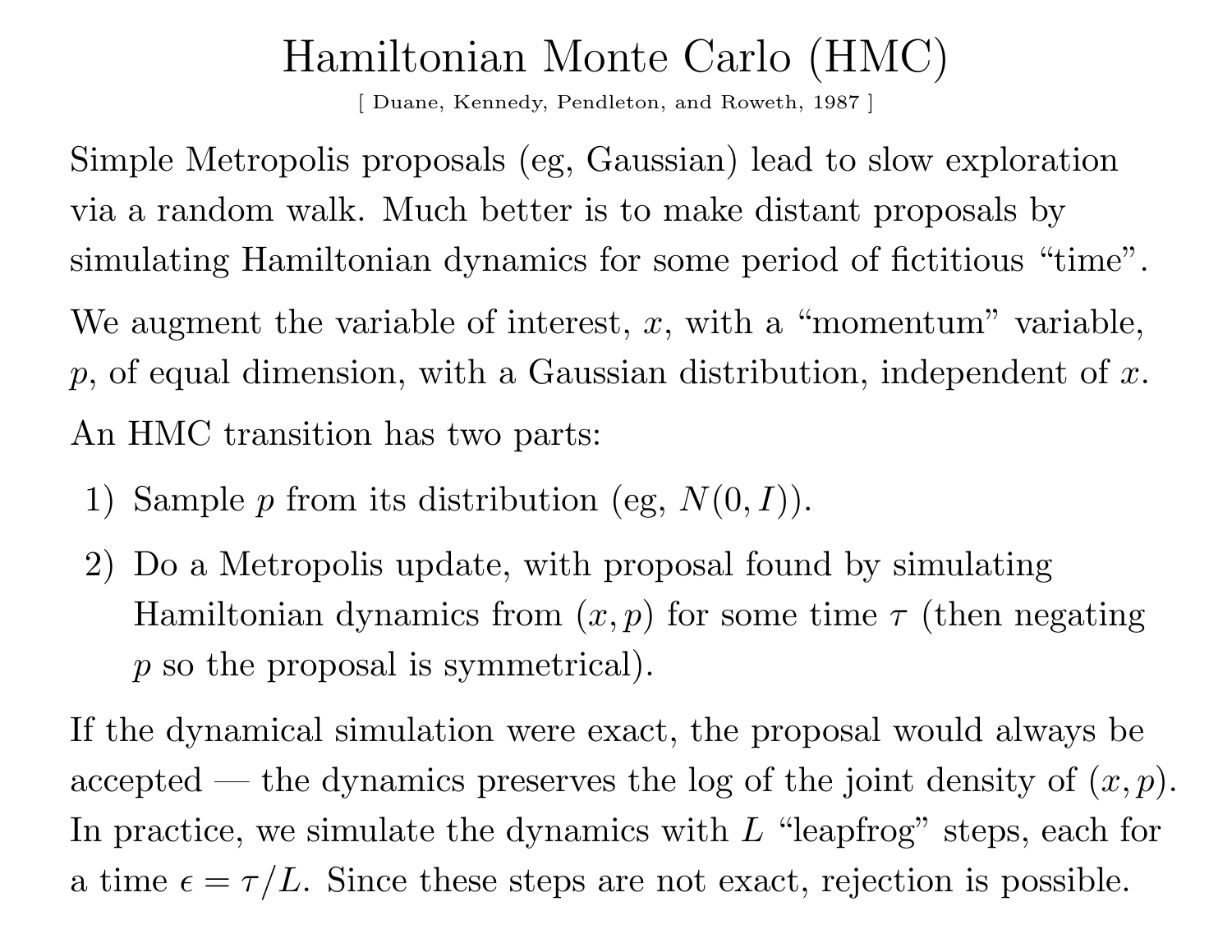# Hamiltonian Monte Carlo (HMC)

[ Duane, Kennedy, Pendleton, and Roweth, 1987 ]

Simple Metropolis proposals (eg, Gaussian) lead to slow exploration via a random walk. Much better is to make distant proposals by simulating Hamiltonian dynamics for some period of fictitious "time".

We augment the variable of interest, $x$, with a "momentum" variable, $p$, of equal dimension, with a Gaussian distribution, independent of $x$.

An HMC transition has two parts:

1) Sample $p$ from its distribution (eg, $N(0, I)$).
2) Do a Metropolis update, with proposal found by simulating Hamiltonian dynamics from $(x, p)$ for some time $\tau$ (then negating $p$ so the proposal is symmetrical).

If the dynamical simulation were exact, the proposal would always be accepted — the dynamics preserves the log of the joint density of $(x, p)$. In practice, we simulate the dynamics with $L$ "leapfrog" steps, each for a time $\epsilon = \tau/L$. Since these steps are not exact, rejection is possible.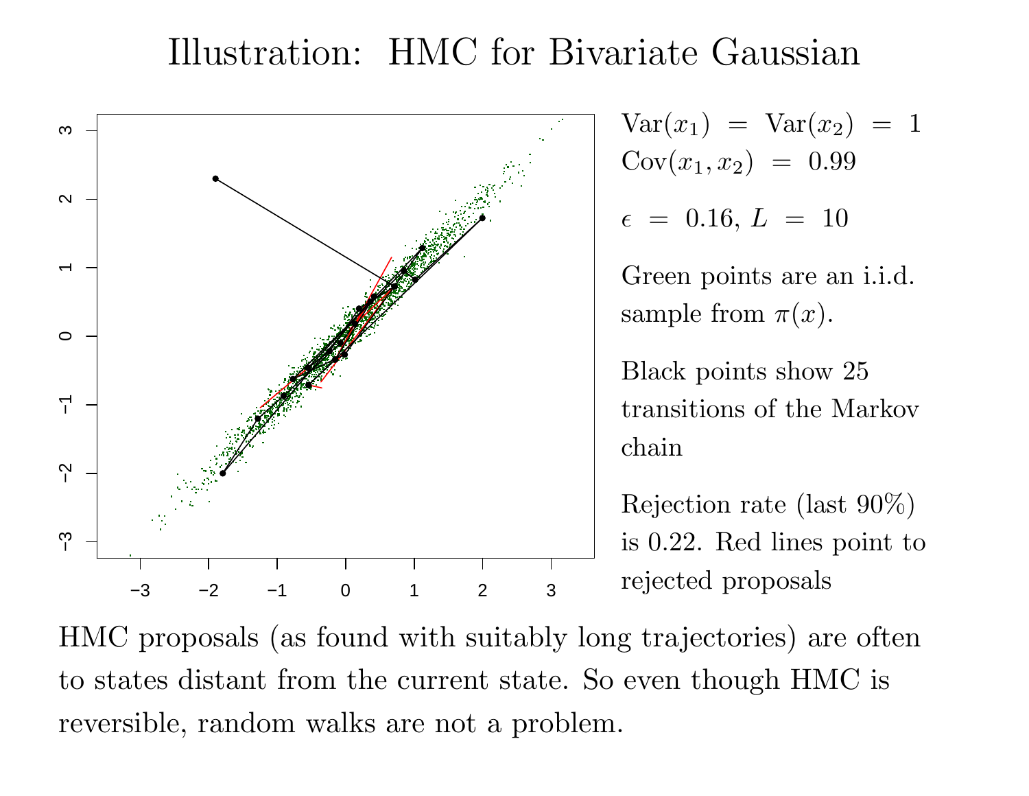# Illustration: HMC for Bivariate Gaussian

$\text{Var}(x_1) = \text{Var}(x_2) = 1$
$\text{Cov}(x_1, x_2) = 0.99$

$\epsilon = 0.16$, $L = 10$

Green points are an i.i.d. sample from $\pi(x)$.

Black points show 25 transitions of the Markov chain

Rejection rate (last 90%) is 0.22. Red lines point to rejected proposals

HMC proposals (as found with suitably long trajectories) are often to states distant from the current state. So even though HMC is reversible, random walks are not a problem.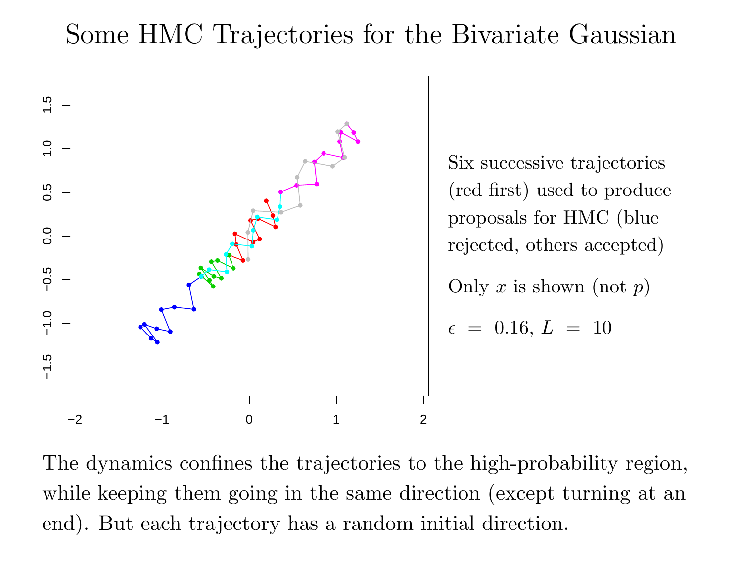# Some HMC Trajectories for the Bivariate Gaussian

Six successive trajectories (red first) used to produce proposals for HMC (blue rejected, others accepted)

Only $x$ is shown (not $p$)

$\epsilon = 0.16$, $L = 10$

The dynamics confines the trajectories to the high-probability region, while keeping them going in the same direction (except turning at an end). But each trajectory has a random initial direction.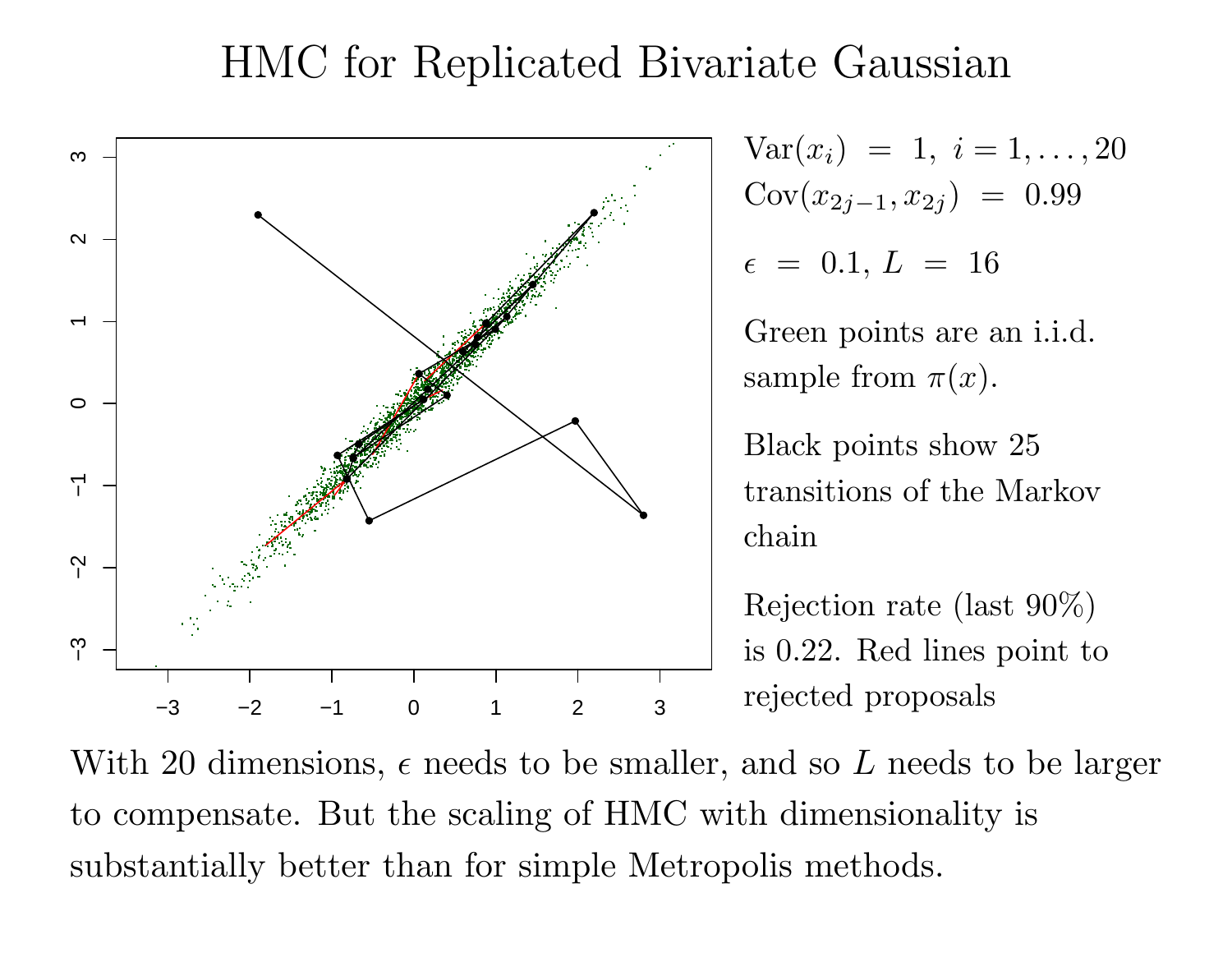# HMC for Replicated Bivariate Gaussian

$\text{Var}(x_i) = 1, \ i = 1, \ldots, 20$

$\text{Cov}(x_{2j-1}, x_{2j}) = 0.99$

$\epsilon = 0.1, \ L = 16$

Green points are an i.i.d. sample from $\pi(x)$.

Black points show 25 transitions of the Markov chain

Rejection rate (last 90%) is 0.22. Red lines point to rejected proposals

With 20 dimensions, $\epsilon$ needs to be smaller, and so $L$ needs to be larger to compensate. But the scaling of HMC with dimensionality is substantially better than for simple Metropolis methods.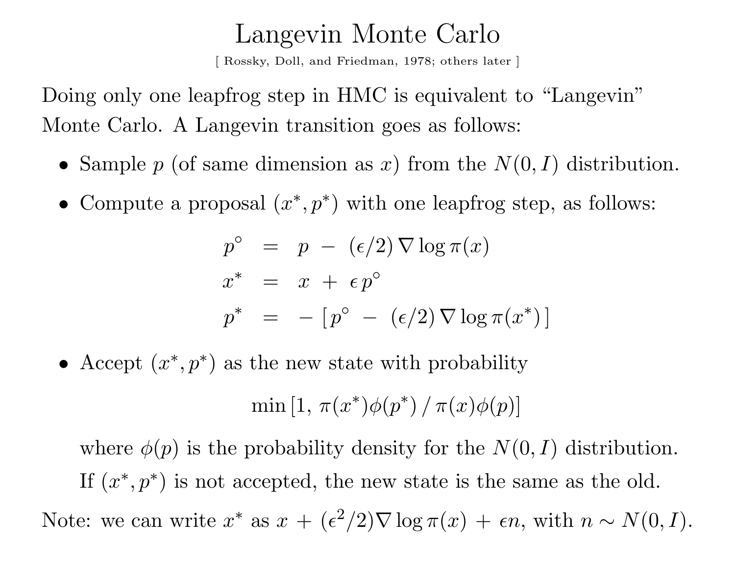# Langevin Monte Carlo

[ Rossky, Doll, and Friedman, 1978; others later ]

Doing only one leapfrog step in HMC is equivalent to "Langevin" Monte Carlo. A Langevin transition goes as follows:

- Sample $p$ (of same dimension as $x$) from the $N(0, I)$ distribution.
- Compute a proposal $(x^*, p^*)$ with one leapfrog step, as follows:

$$
\begin{aligned}
p^\circ &= p \;-\; (\epsilon/2)\,\nabla \log \pi(x) \\
x^* &= x \;+\; \epsilon\, p^\circ \\
p^* &= -\,[\,p^\circ \;-\; (\epsilon/2)\,\nabla \log \pi(x^*)\,]
\end{aligned}
$$

- Accept $(x^*, p^*)$ as the new state with probability

$$
\min\,[1,\; \pi(x^*)\phi(p^*)\,/\,\pi(x)\phi(p)]
$$

  where $\phi(p)$ is the probability density for the $N(0, I)$ distribution. If $(x^*, p^*)$ is not accepted, the new state is the same as the old.

Note: we can write $x^*$ as $x + (\epsilon^2/2)\nabla \log \pi(x) + \epsilon n$, with $n \sim N(0, I)$.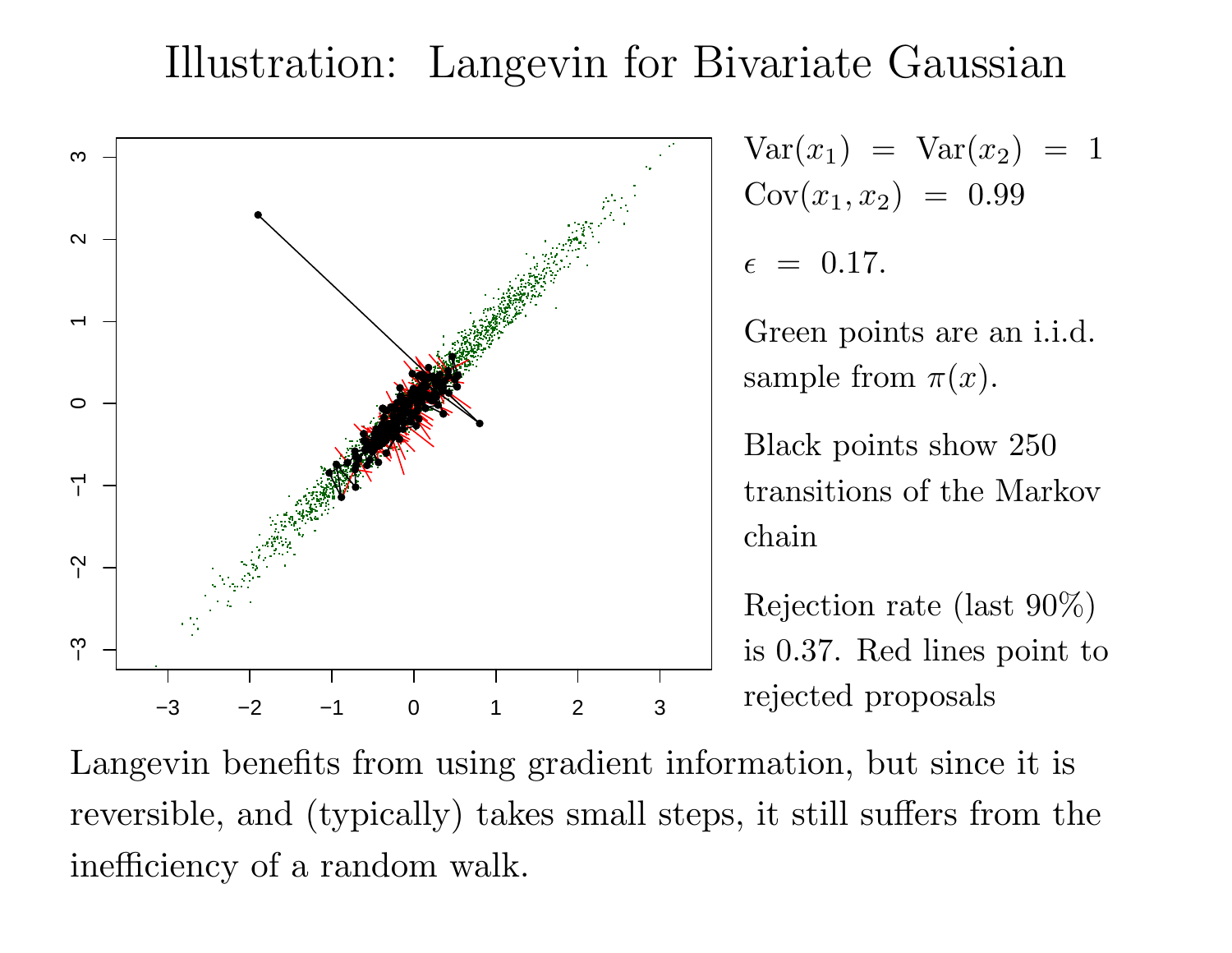# Illustration: Langevin for Bivariate Gaussian

$\text{Var}(x_1) = \text{Var}(x_2) = 1$
$\text{Cov}(x_1, x_2) = 0.99$

$\epsilon = 0.17.$

Green points are an i.i.d. sample from $\pi(x)$.

Black points show 250 transitions of the Markov chain

Rejection rate (last 90%) is 0.37. Red lines point to rejected proposals

Langevin benefits from using gradient information, but since it is reversible, and (typically) takes small steps, it still suffers from the inefficiency of a random walk.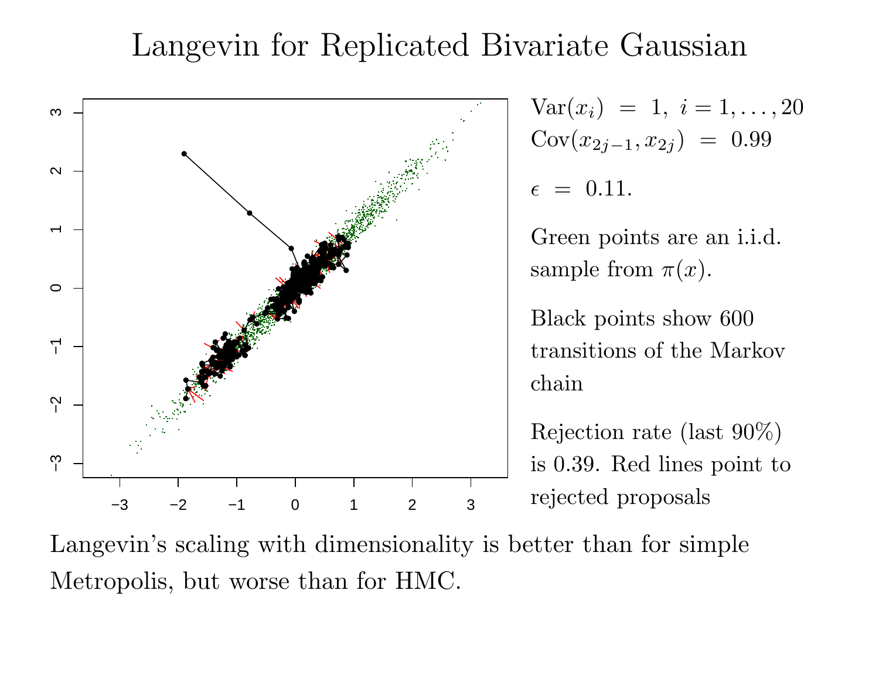# Langevin for Replicated Bivariate Gaussian

$\text{Var}(x_i) = 1, \; i = 1, \ldots, 20$
$\text{Cov}(x_{2j-1}, x_{2j}) = 0.99$

$\epsilon = 0.11.$

Green points are an i.i.d. sample from $\pi(x)$.

Black points show 600 transitions of the Markov chain

Rejection rate (last 90%) is 0.39. Red lines point to rejected proposals

Langevin's scaling with dimensionality is better than for simple Metropolis, but worse than for HMC.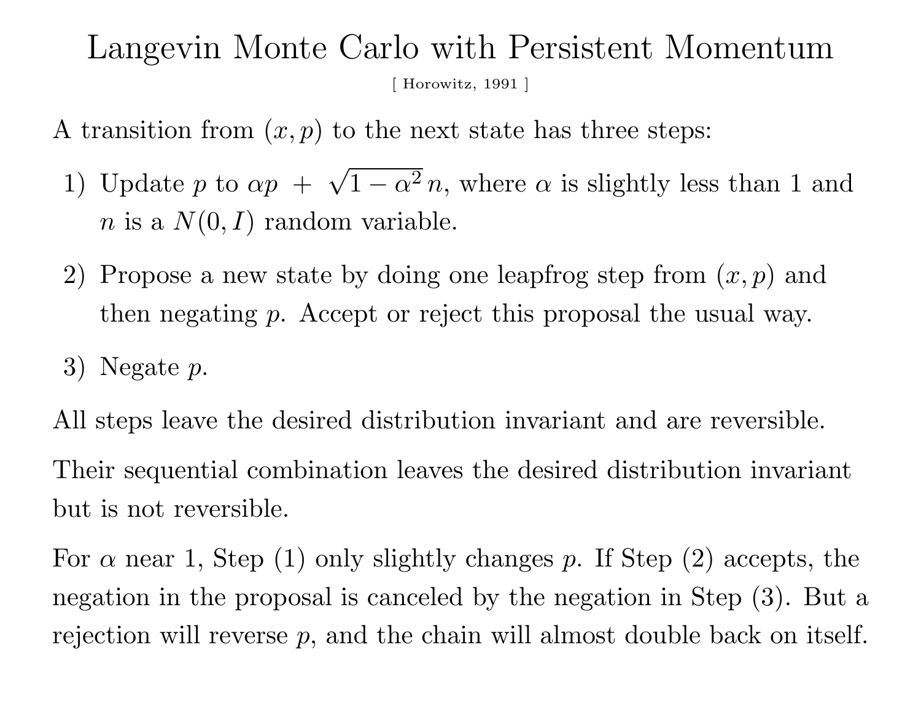# Langevin Monte Carlo with Persistent Momentum

[ Horowitz, 1991 ]

A transition from $(x, p)$ to the next state has three steps:

1) Update $p$ to $\alpha p + \sqrt{1-\alpha^2}\, n$, where $\alpha$ is slightly less than 1 and $n$ is a $N(0, I)$ random variable.
2) Propose a new state by doing one leapfrog step from $(x, p)$ and then negating $p$. Accept or reject this proposal the usual way.
3) Negate $p$.

All steps leave the desired distribution invariant and are reversible.

Their sequential combination leaves the desired distribution invariant but is not reversible.

For $\alpha$ near 1, Step (1) only slightly changes $p$. If Step (2) accepts, the negation in the proposal is canceled by the negation in Step (3). But a rejection will reverse $p$, and the chain will almost double back on itself.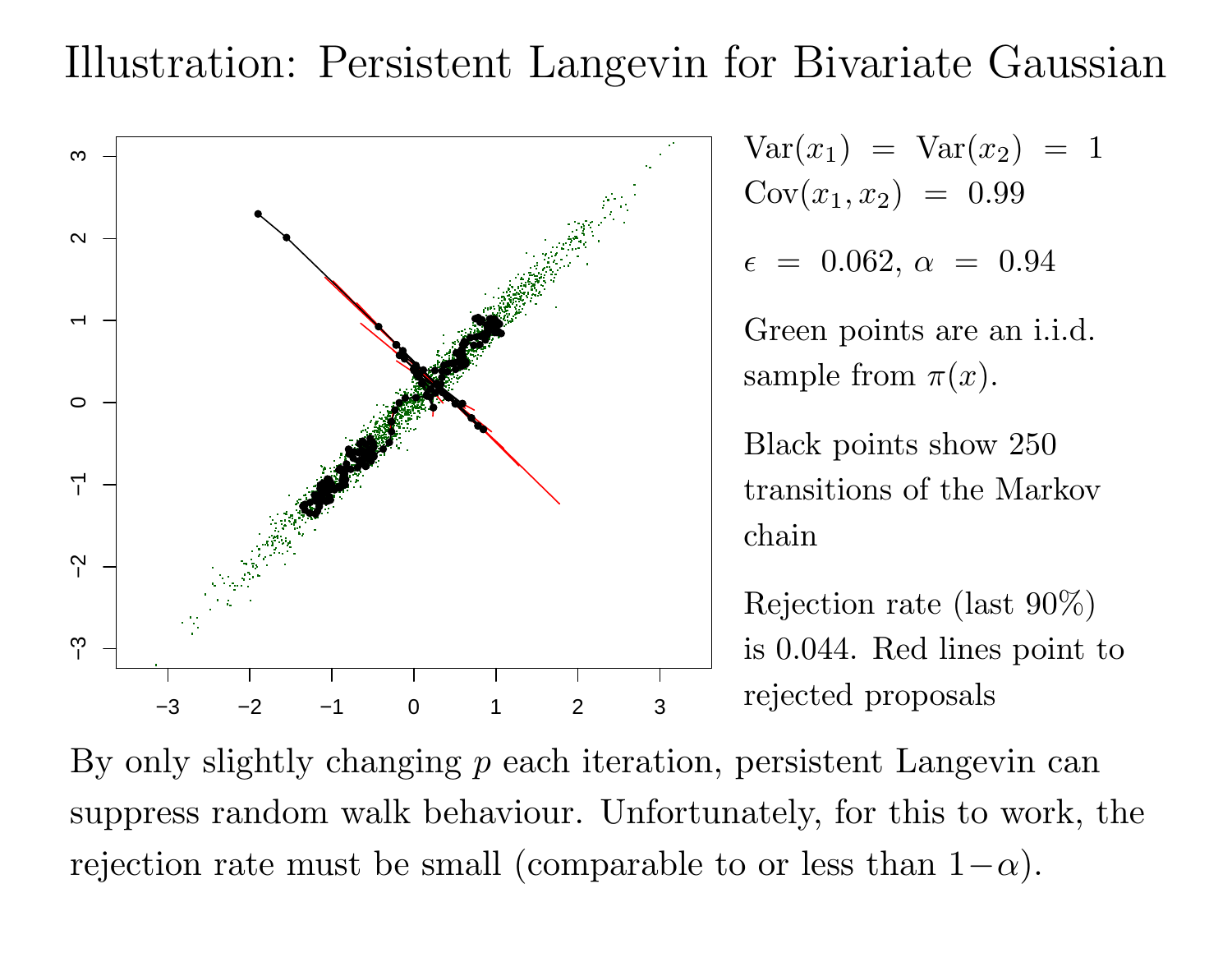# Illustration: Persistent Langevin for Bivariate Gaussian

$\text{Var}(x_1) = \text{Var}(x_2) = 1$
$\text{Cov}(x_1, x_2) = 0.99$

$\epsilon = 0.062, \alpha = 0.94$

Green points are an i.i.d. sample from $\pi(x)$.

Black points show 250 transitions of the Markov chain

Rejection rate (last 90%) is 0.044. Red lines point to rejected proposals

By only slightly changing $p$ each iteration, persistent Langevin can suppress random walk behaviour. Unfortunately, for this to work, the rejection rate must be small (comparable to or less than $1-\alpha$).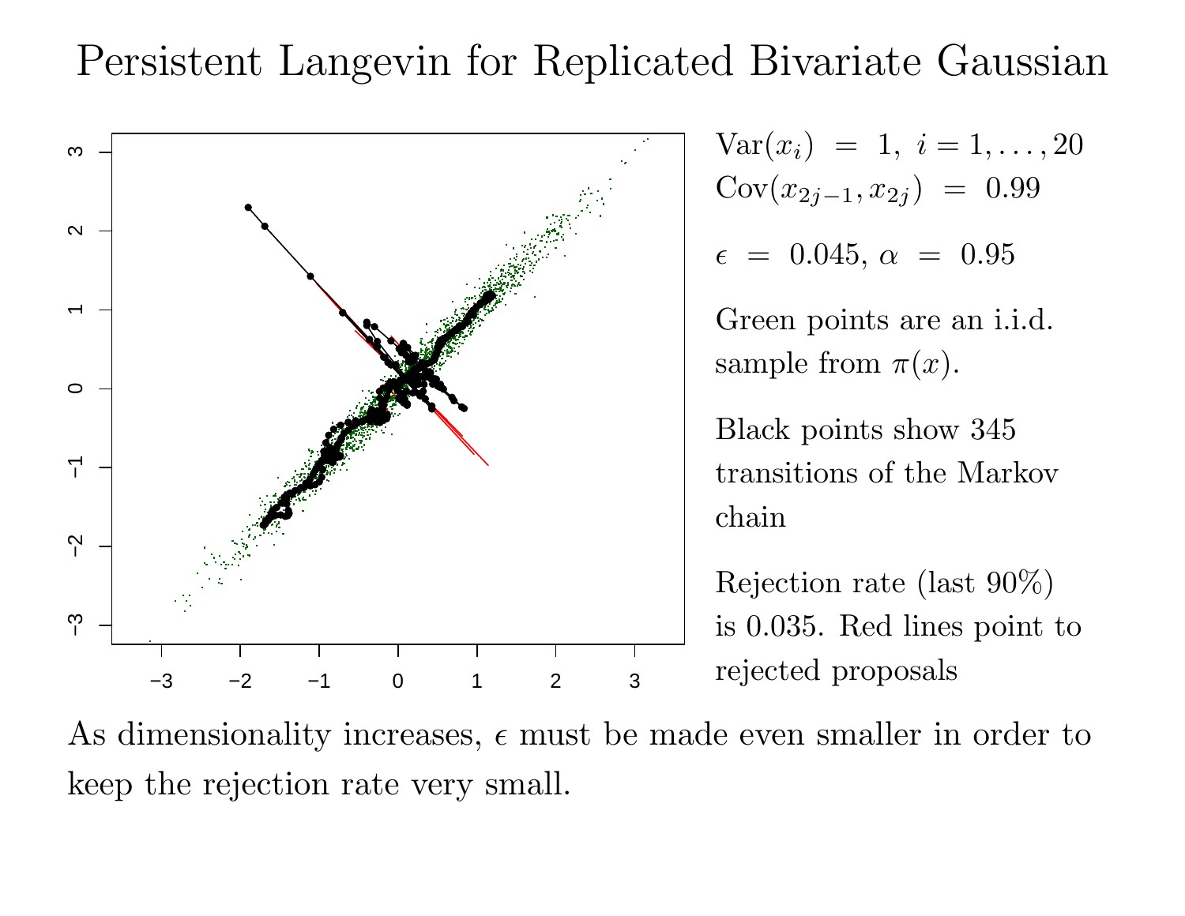# Persistent Langevin for Replicated Bivariate Gaussian

$\mathrm{Var}(x_i) = 1, \ i = 1, \ldots, 20$
$\mathrm{Cov}(x_{2j-1}, x_{2j}) = 0.99$

$\epsilon = 0.045, \alpha = 0.95$

Green points are an i.i.d. sample from $\pi(x)$.

Black points show 345 transitions of the Markov chain

Rejection rate (last 90%) is 0.035. Red lines point to rejected proposals

As dimensionality increases, $\epsilon$ must be made even smaller in order to keep the rejection rate very small.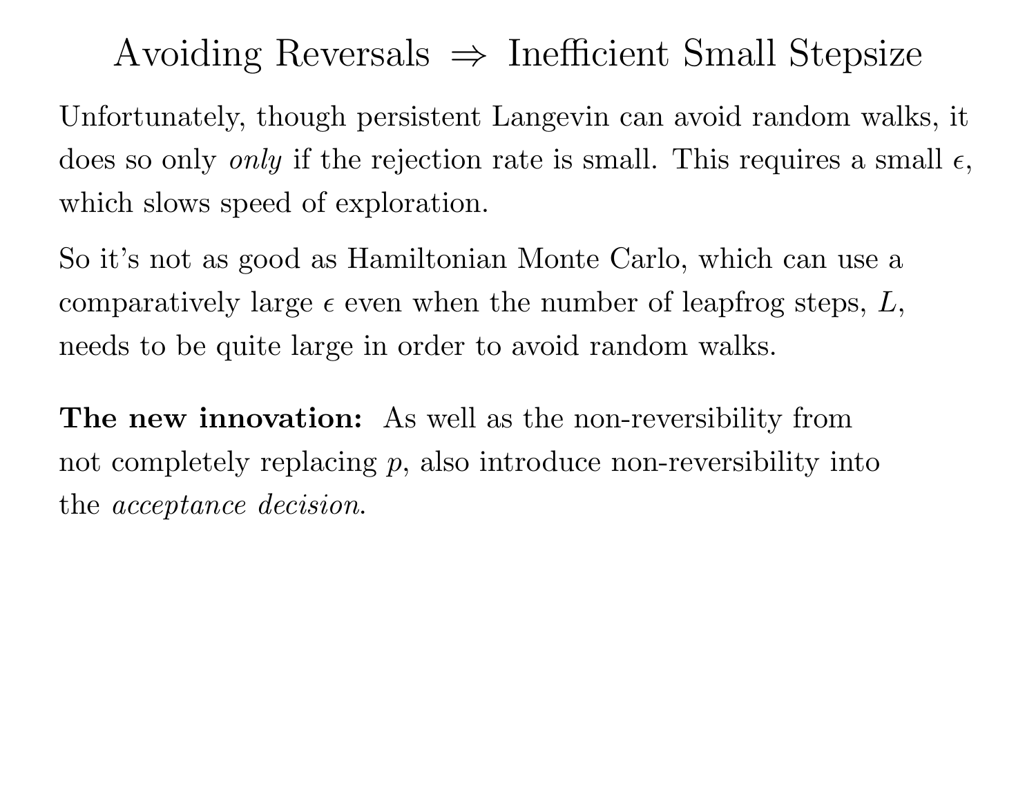# Avoiding Reversals $\Rightarrow$ Inefficient Small Stepsize

Unfortunately, though persistent Langevin can avoid random walks, it does so only *only* if the rejection rate is small. This requires a small $\epsilon$, which slows speed of exploration.

So it's not as good as Hamiltonian Monte Carlo, which can use a comparatively large $\epsilon$ even when the number of leapfrog steps, $L$, needs to be quite large in order to avoid random walks.

**The new innovation:** As well as the non-reversibility from not completely replacing $p$, also introduce non-reversibility into the *acceptance decision*.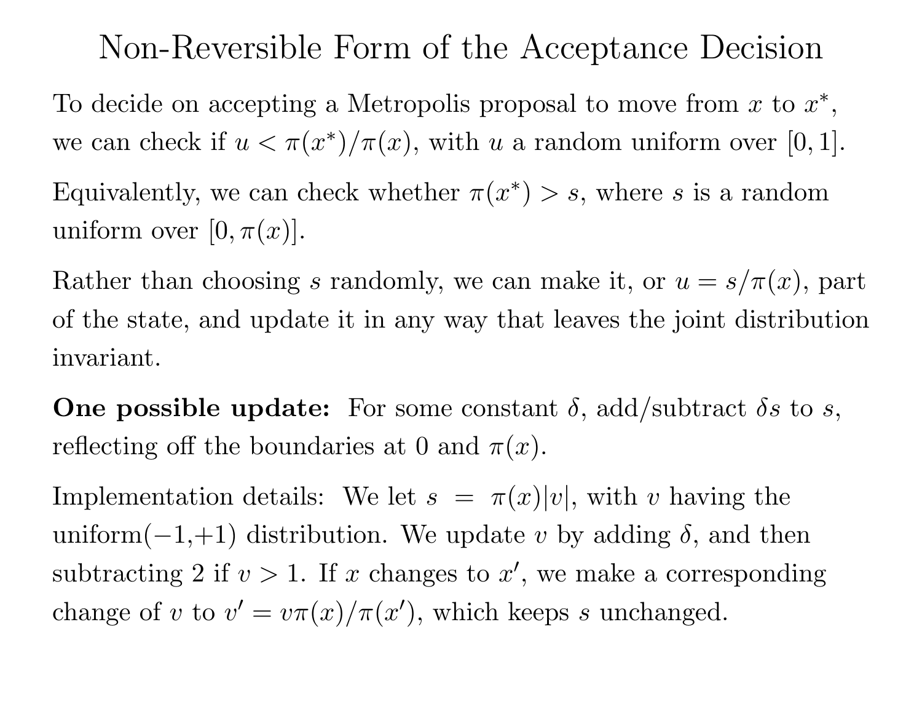# Non-Reversible Form of the Acceptance Decision

To decide on accepting a Metropolis proposal to move from $x$ to $x^*$, we can check if $u < \pi(x^*)/\pi(x)$, with $u$ a random uniform over $[0, 1]$.

Equivalently, we can check whether $\pi(x^*) > s$, where $s$ is a random uniform over $[0, \pi(x)]$.

Rather than choosing $s$ randomly, we can make it, or $u = s/\pi(x)$, part of the state, and update it in any way that leaves the joint distribution invariant.

**One possible update:** For some constant $\delta$, add/subtract $\delta s$ to $s$, reflecting off the boundaries at 0 and $\pi(x)$.

Implementation details: We let $s = \pi(x)|v|$, with $v$ having the uniform($-1$,$+1$) distribution. We update $v$ by adding $\delta$, and then subtracting 2 if $v > 1$. If $x$ changes to $x'$, we make a corresponding change of $v$ to $v' = v\pi(x)/\pi(x')$, which keeps $s$ unchanged.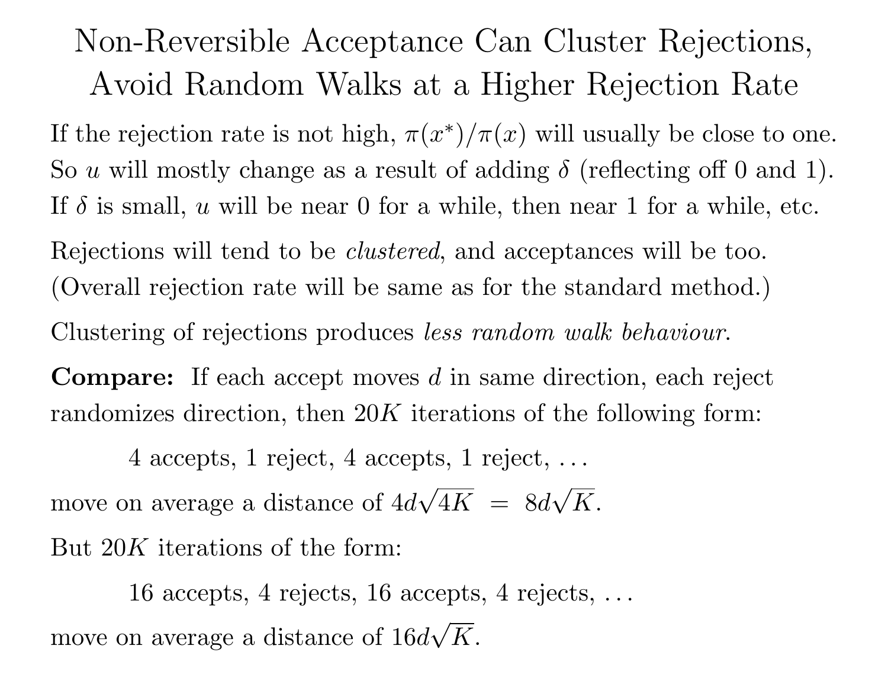# Non-Reversible Acceptance Can Cluster Rejections, Avoid Random Walks at a Higher Rejection Rate

If the rejection rate is not high, $\pi(x^*)/\pi(x)$ will usually be close to one. So $u$ will mostly change as a result of adding $\delta$ (reflecting off 0 and 1). If $\delta$ is small, $u$ will be near 0 for a while, then near 1 for a while, etc.

Rejections will tend to be *clustered*, and acceptances will be too. (Overall rejection rate will be same as for the standard method.)

Clustering of rejections produces *less random walk behaviour*.

**Compare:** If each accept moves $d$ in same direction, each reject randomizes direction, then $20K$ iterations of the following form:

4 accepts, 1 reject, 4 accepts, 1 reject, ...

move on average a distance of $4d\sqrt{4K} \;=\; 8d\sqrt{K}$.

But $20K$ iterations of the form:

16 accepts, 4 rejects, 16 accepts, 4 rejects, ...

move on average a distance of $16d\sqrt{K}$.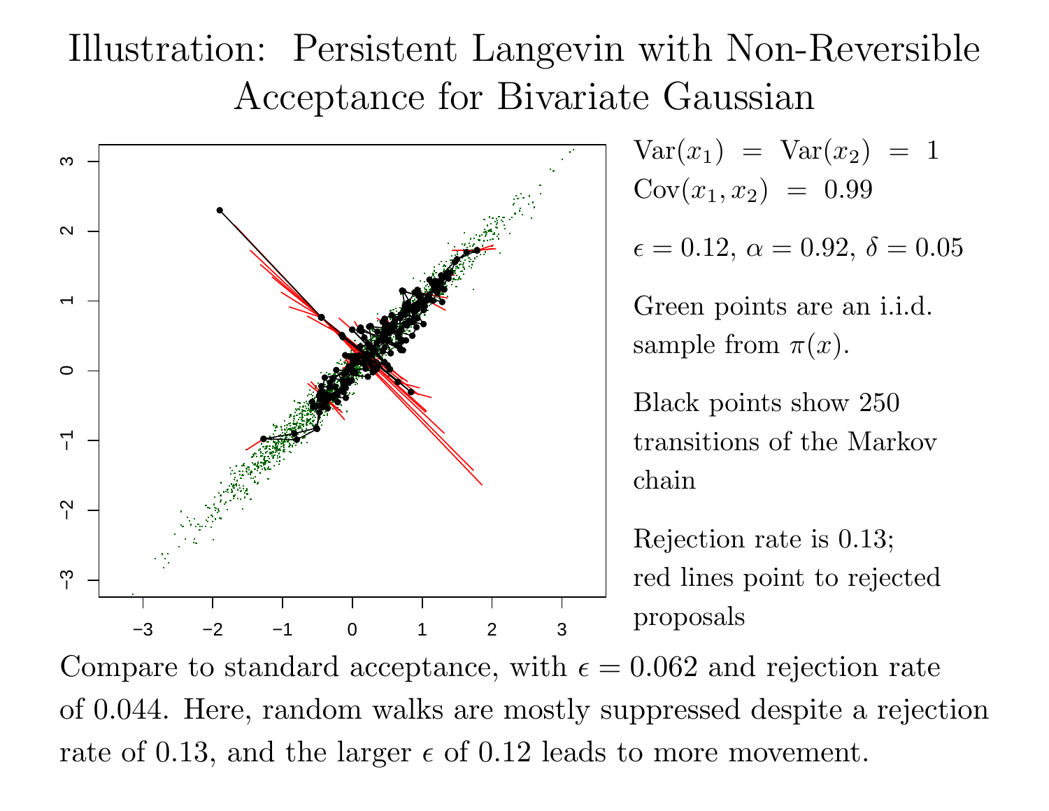# Illustration: Persistent Langevin with Non-Reversible Acceptance for Bivariate Gaussian

$\text{Var}(x_1) = \text{Var}(x_2) = 1$
$\text{Cov}(x_1, x_2) = 0.99$

$\epsilon = 0.12$, $\alpha = 0.92$, $\delta = 0.05$

Green points are an i.i.d. sample from $\pi(x)$.

Black points show 250 transitions of the Markov chain

Rejection rate is 0.13; red lines point to rejected proposals

Compare to standard acceptance, with $\epsilon = 0.062$ and rejection rate of 0.044. Here, random walks are mostly suppressed despite a rejection rate of 0.13, and the larger $\epsilon$ of 0.12 leads to more movement.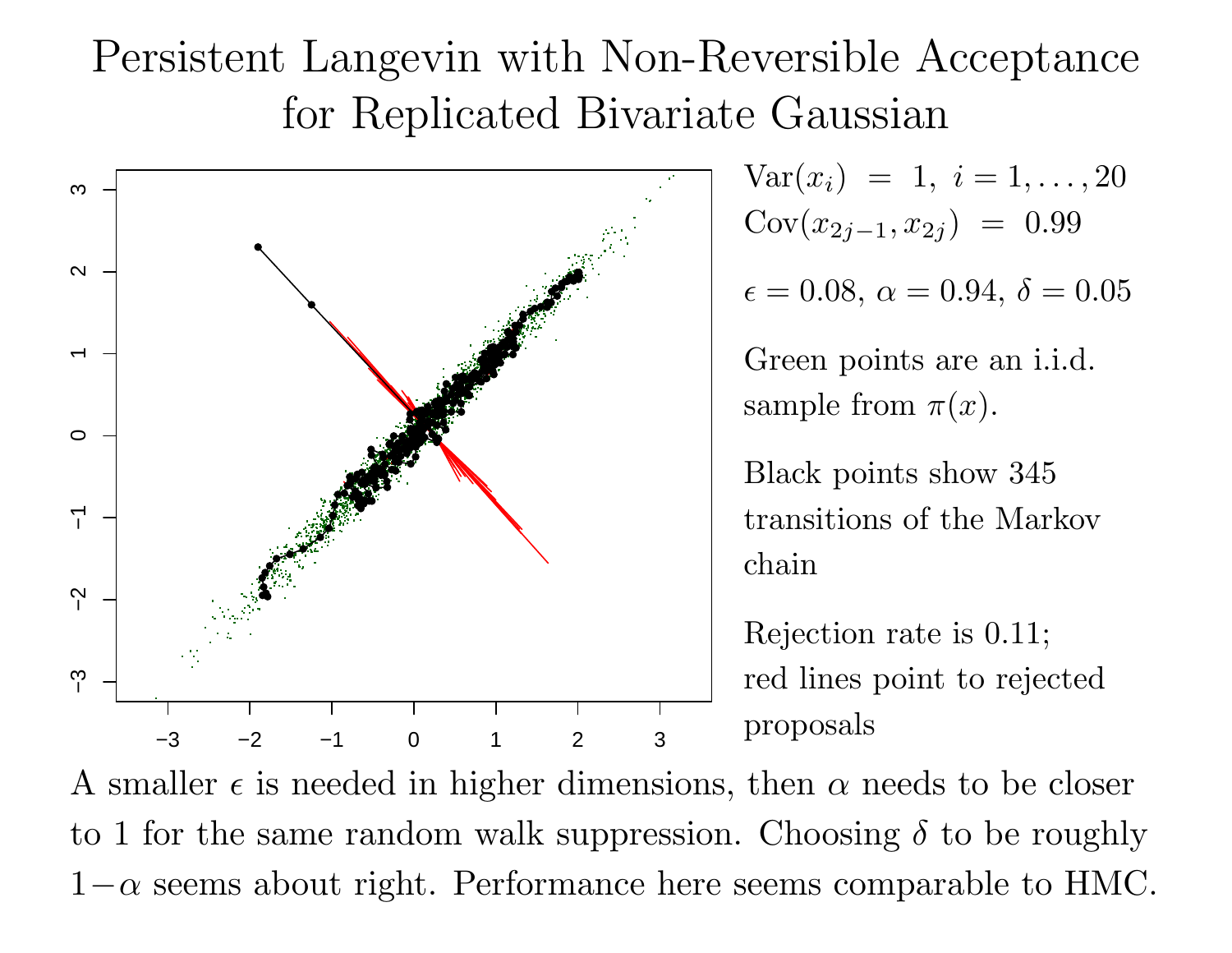# Persistent Langevin with Non-Reversible Acceptance for Replicated Bivariate Gaussian

$\mathrm{Var}(x_i) \;=\; 1,\; i = 1, \ldots, 20$

$\mathrm{Cov}(x_{2j-1}, x_{2j}) \;=\; 0.99$

$\epsilon = 0.08$, $\alpha = 0.94$, $\delta = 0.05$

Green points are an i.i.d. sample from $\pi(x)$.

Black points show 345 transitions of the Markov chain

Rejection rate is 0.11; red lines point to rejected proposals

A smaller $\epsilon$ is needed in higher dimensions, then $\alpha$ needs to be closer to 1 for the same random walk suppression. Choosing $\delta$ to be roughly $1-\alpha$ seems about right. Performance here seems comparable to HMC.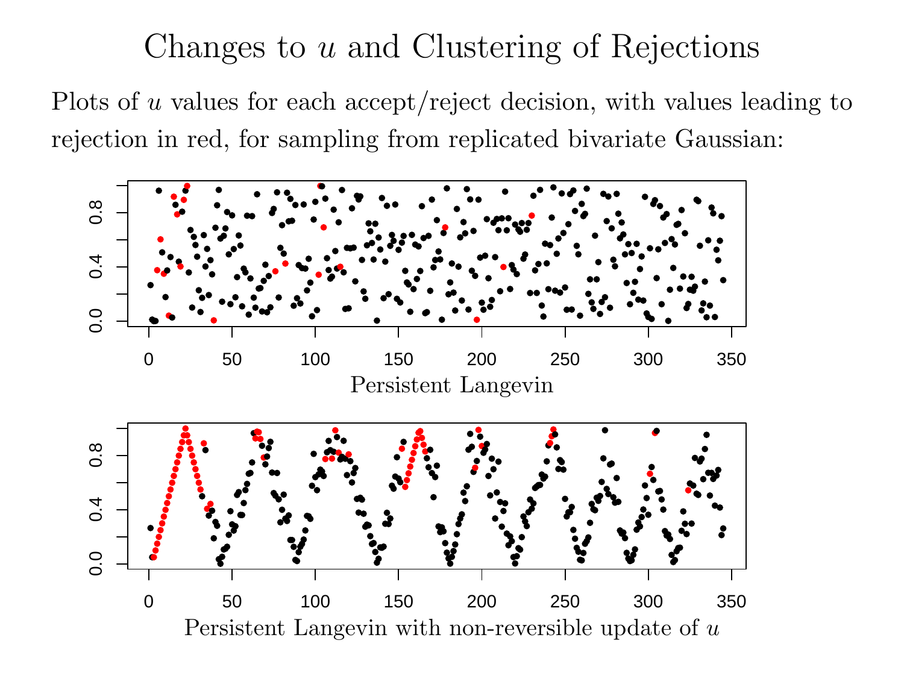# Changes to $u$ and Clustering of Rejections

Plots of $u$ values for each accept/reject decision, with values leading to rejection in red, for sampling from replicated bivariate Gaussian: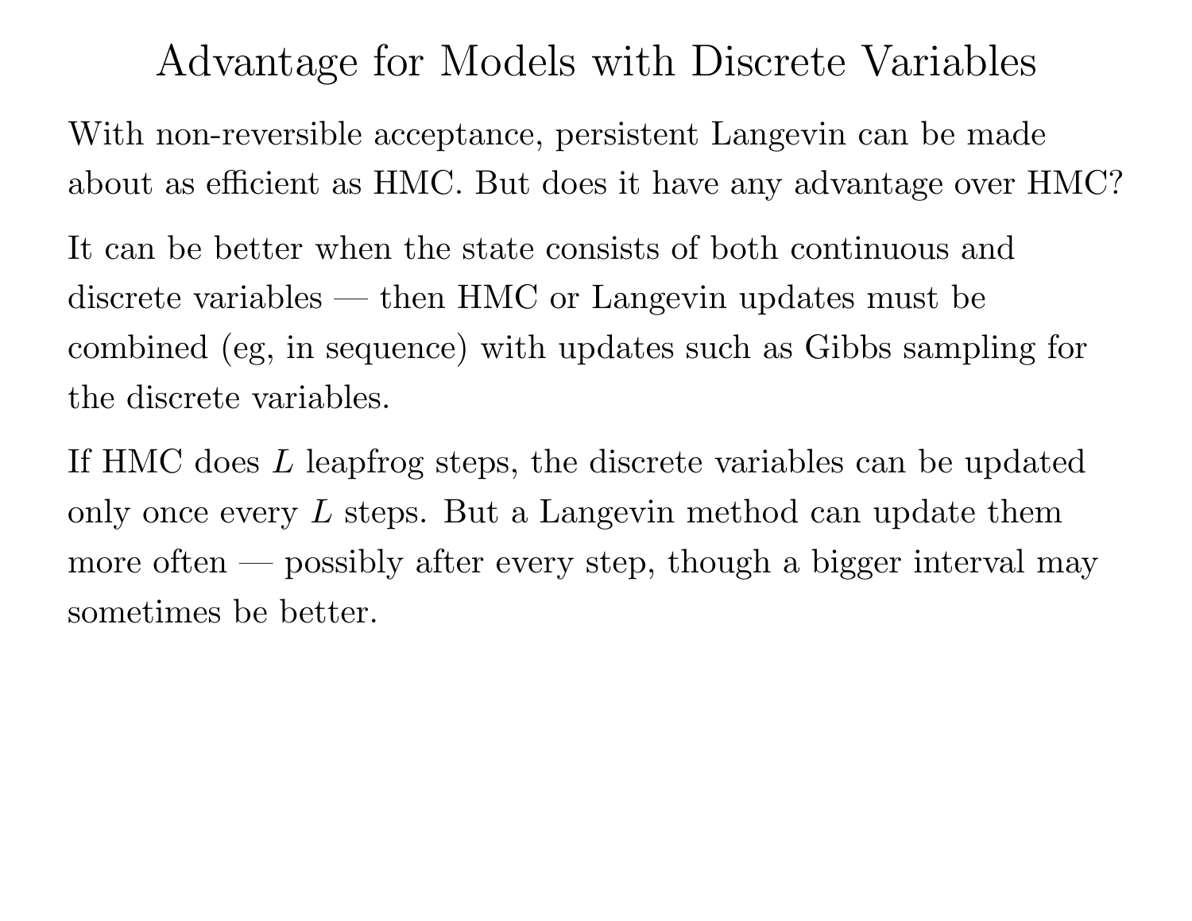# Advantage for Models with Discrete Variables

With non-reversible acceptance, persistent Langevin can be made about as efficient as HMC. But does it have any advantage over HMC?

It can be better when the state consists of both continuous and discrete variables — then HMC or Langevin updates must be combined (eg, in sequence) with updates such as Gibbs sampling for the discrete variables.

If HMC does $L$ leapfrog steps, the discrete variables can be updated only once every $L$ steps. But a Langevin method can update them more often — possibly after every step, though a bigger interval may sometimes be better.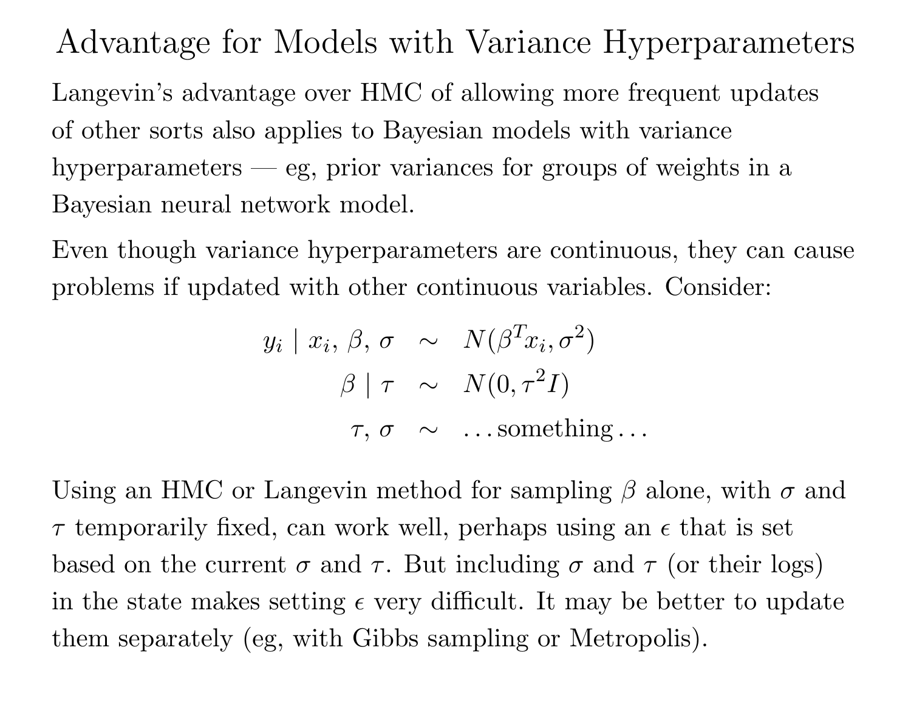# Advantage for Models with Variance Hyperparameters

Langevin's advantage over HMC of allowing more frequent updates of other sorts also applies to Bayesian models with variance hyperparameters — eg, prior variances for groups of weights in a Bayesian neural network model.

Even though variance hyperparameters are continuous, they can cause problems if updated with other continuous variables. Consider:

$$
\begin{aligned}
y_i \mid x_i, \beta, \sigma &\sim N(\beta^T x_i, \sigma^2) \\
\beta \mid \tau &\sim N(0, \tau^2 I) \\
\tau, \sigma &\sim \ldots\text{something}\ldots
\end{aligned}
$$

Using an HMC or Langevin method for sampling $\beta$ alone, with $\sigma$ and $\tau$ temporarily fixed, can work well, perhaps using an $\epsilon$ that is set based on the current $\sigma$ and $\tau$. But including $\sigma$ and $\tau$ (or their logs) in the state makes setting $\epsilon$ very difficult. It may be better to update them separately (eg, with Gibbs sampling or Metropolis).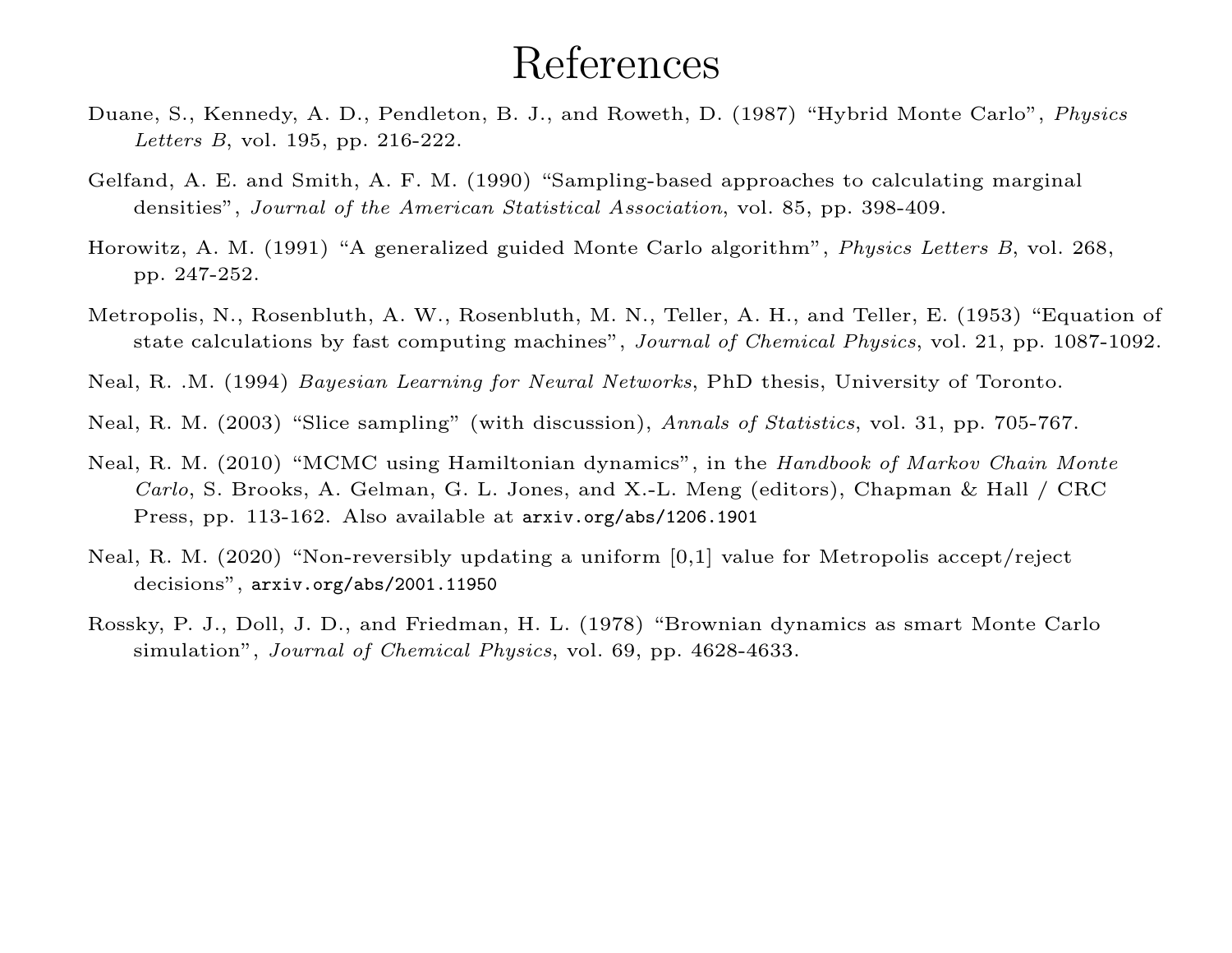# References

Duane, S., Kennedy, A. D., Pendleton, B. J., and Roweth, D. (1987) "Hybrid Monte Carlo", *Physics Letters B*, vol. 195, pp. 216-222.

Gelfand, A. E. and Smith, A. F. M. (1990) "Sampling-based approaches to calculating marginal densities", *Journal of the American Statistical Association*, vol. 85, pp. 398-409.

Horowitz, A. M. (1991) "A generalized guided Monte Carlo algorithm", *Physics Letters B*, vol. 268, pp. 247-252.

Metropolis, N., Rosenbluth, A. W., Rosenbluth, M. N., Teller, A. H., and Teller, E. (1953) "Equation of state calculations by fast computing machines", *Journal of Chemical Physics*, vol. 21, pp. 1087-1092.

Neal, R. .M. (1994) *Bayesian Learning for Neural Networks*, PhD thesis, University of Toronto.

Neal, R. M. (2003) "Slice sampling" (with discussion), *Annals of Statistics*, vol. 31, pp. 705-767.

Neal, R. M. (2010) "MCMC using Hamiltonian dynamics", in the *Handbook of Markov Chain Monte Carlo*, S. Brooks, A. Gelman, G. L. Jones, and X.-L. Meng (editors), Chapman & Hall / CRC Press, pp. 113-162. Also available at `arxiv.org/abs/1206.1901`

Neal, R. M. (2020) "Non-reversibly updating a uniform [0,1] value for Metropolis accept/reject decisions", `arxiv.org/abs/2001.11950`

Rossky, P. J., Doll, J. D., and Friedman, H. L. (1978) "Brownian dynamics as smart Monte Carlo simulation", *Journal of Chemical Physics*, vol. 69, pp. 4628-4633.